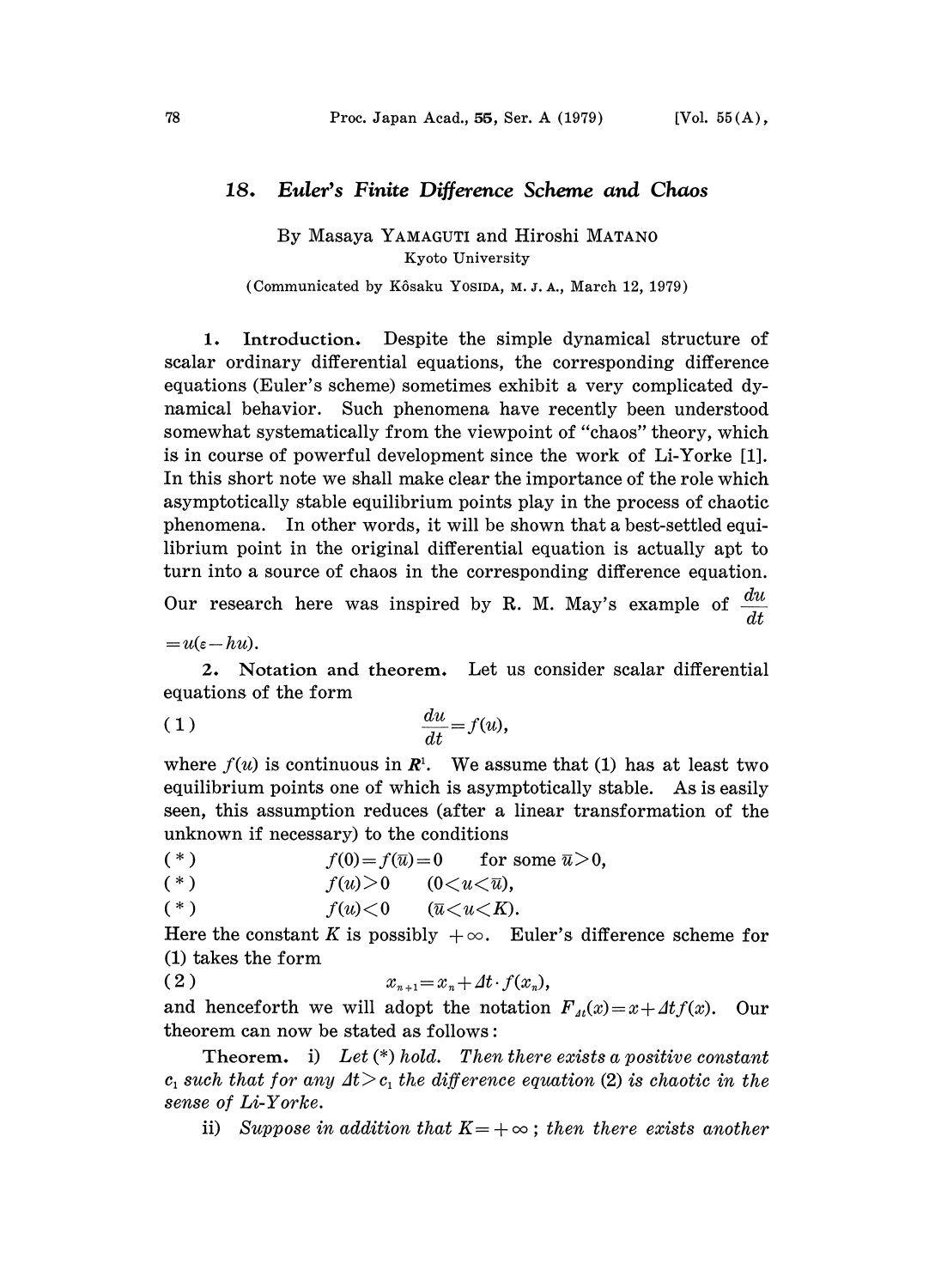# 18. *Euler's Finite Difference Scheme and Chaos*

By Masaya YAMAGUTI and Hiroshi MATANO

Kyoto University

(Communicated by Kôsaku YOSIDA, M. J. A., March 12, 1979)

**1. Introduction.** Despite the simple dynamical structure of scalar ordinary differential equations, the corresponding difference equations (Euler's scheme) sometimes exhibit a very complicated dynamical behavior. Such phenomena have recently been understood somewhat systematically from the viewpoint of "chaos" theory, which is in course of powerful development since the work of Li-Yorke [1]. In this short note we shall make clear the importance of the role which asymptotically stable equilibrium points play in the process of chaotic phenomena. In other words, it will be shown that a best-settled equilibrium point in the original differential equation is actually apt to turn into a source of chaos in the corresponding difference equation. Our research here was inspired by R. M. May's example of $\frac{du}{dt} = u(\varepsilon - hu)$.

**2. Notation and theorem.** Let us consider scalar differential equations of the form

$$\frac{du}{dt} = f(u), \tag{1}$$

where $f(u)$ is continuous in $\mathbf{R}^1$. We assume that (1) has at least two equilibrium points one of which is asymptotically stable. As is easily seen, this assumption reduces (after a linear transformation of the unknown if necessary) to the conditions

(\*) $\qquad f(0) = f(\bar{u}) = 0 \qquad$ for some $\bar{u} > 0$,

(\*) $\qquad f(u) > 0 \qquad (0 < u < \bar{u})$,

(\*) $\qquad f(u) < 0 \qquad (\bar{u} < u < K)$.

Here the constant $K$ is possibly $+\infty$. Euler's difference scheme for (1) takes the form

$$x_{n+1} = x_n + \Delta t \cdot f(x_n), \tag{2}$$

and henceforth we will adopt the notation $F_{\Delta t}(x) = x + \Delta t f(x)$. Our theorem can now be stated as follows:

**Theorem.** i) *Let (\*) hold. Then there exists a positive constant $c_1$ such that for any $\Delta t > c_1$ the difference equation (2) is chaotic in the sense of Li-Yorke.*

ii) *Suppose in addition that $K = +\infty$; then there exists another*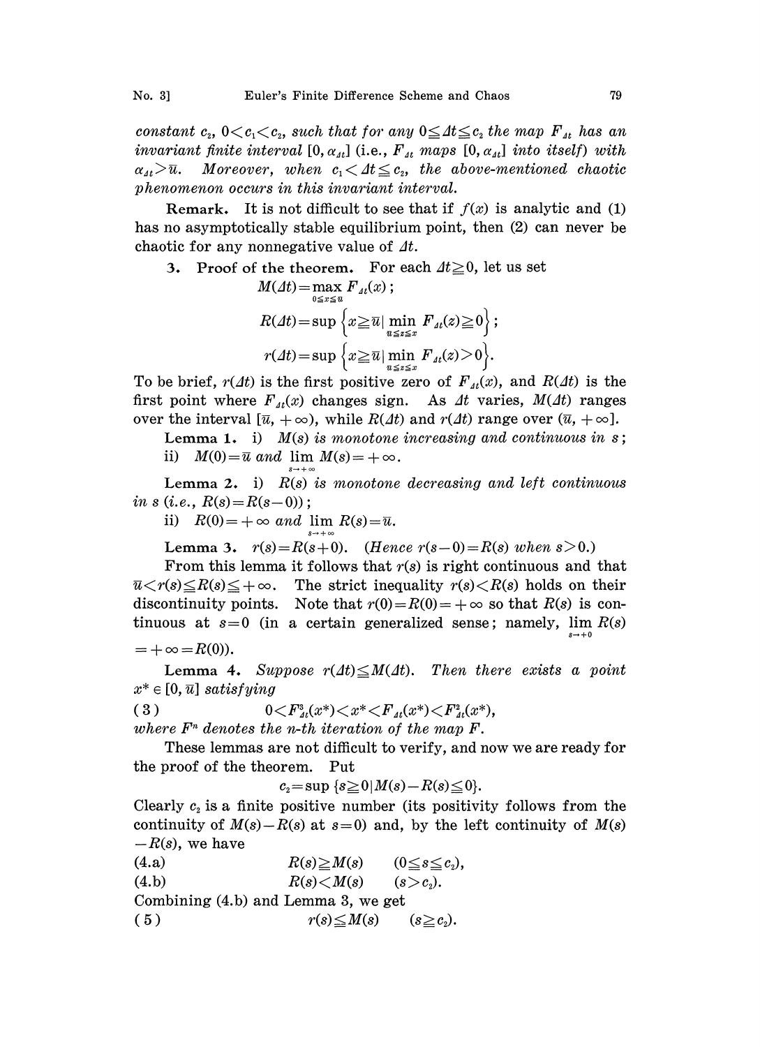*constant $c_2$, $0<c_1<c_2$, such that for any $0 \leqq \Delta t \leqq c_2$ the map $F_{\Delta t}$ has an invariant finite interval $[0, \alpha_{\Delta t}]$ (i.e., $F_{\Delta t}$ maps $[0, \alpha_{\Delta t}]$ into itself) with $\alpha_{\Delta t} > \bar{u}$. Moreover, when $c_1 < \Delta t \leqq c_2$, the above-mentioned chaotic phenomenon occurs in this invariant interval.*

**Remark.** It is not difficult to see that if $f(x)$ is analytic and (1) has no asymptotically stable equilibrium point, then (2) can never be chaotic for any nonnegative value of $\Delta t$.

**3. Proof of the theorem.** For each $\Delta t \geqq 0$, let us set

$$M(\Delta t) = \max_{0 \leqq x \leqq \bar{u}} F_{\Delta t}(x);$$

$$R(\Delta t) = \sup \left\{ x \geqq \bar{u} \,\middle|\, \min_{\bar{u} \leqq z \leqq x} F_{\Delta t}(z) \geqq 0 \right\};$$

$$r(\Delta t) = \sup \left\{ x \geqq \bar{u} \,\middle|\, \min_{\bar{u} \leqq z \leqq x} F_{\Delta t}(z) > 0 \right\}.$$

To be brief, $r(\Delta t)$ is the first positive zero of $F_{\Delta t}(x)$, and $R(\Delta t)$ is the first point where $F_{\Delta t}(x)$ changes sign. As $\Delta t$ varies, $M(\Delta t)$ ranges over the interval $[\bar{u}, +\infty)$, while $R(\Delta t)$ and $r(\Delta t)$ range over $(\bar{u}, +\infty]$.

**Lemma 1.** *i) $M(s)$ is monotone increasing and continuous in $s$;*
*ii) $M(0) = \bar{u}$ and $\lim_{s \to +\infty} M(s) = +\infty$.*

**Lemma 2.** *i) $R(s)$ is monotone decreasing and left continuous in $s$ (i.e., $R(s) = R(s-0)$);*
*ii) $R(0) = +\infty$ and $\lim_{s \to +\infty} R(s) = \bar{u}$.*

**Lemma 3.** *$r(s) = R(s+0)$. (Hence $r(s-0) = R(s)$ when $s > 0$.)*

From this lemma it follows that $r(s)$ is right continuous and that $\bar{u} < r(s) \leqq R(s) \leqq +\infty$. The strict inequality $r(s) < R(s)$ holds on their discontinuity points. Note that $r(0) = R(0) = +\infty$ so that $R(s)$ is continuous at $s=0$ (in a certain generalized sense; namely, $\lim_{s \to +0} R(s) = +\infty = R(0)$).

**Lemma 4.** *Suppose $r(\Delta t) \leqq M(\Delta t)$. Then there exists a point $x^* \in [0, \bar{u}]$ satisfying*

$$0 < F^3_{\Delta t}(x^*) < x^* < F_{\Delta t}(x^*) < F^2_{\Delta t}(x^*), \tag{3}$$

*where $F^n$ denotes the $n$-th iteration of the map $F$.*

These lemmas are not difficult to verify, and now we are ready for the proof of the theorem. Put

$$c_2 = \sup \{ s \geqq 0 \,|\, M(s) - R(s) \leqq 0 \}.$$

Clearly $c_2$ is a finite positive number (its positivity follows from the continuity of $M(s) - R(s)$ at $s=0$) and, by the left continuity of $M(s) - R(s)$, we have

$$R(s) \geqq M(s) \qquad (0 \leqq s \leqq c_2), \tag{4.a}$$

$$R(s) < M(s) \qquad (s > c_2). \tag{4.b}$$

Combining (4.b) and Lemma 3, we get

$$r(s) \leqq M(s) \qquad (s \geqq c_2). \tag{5}$$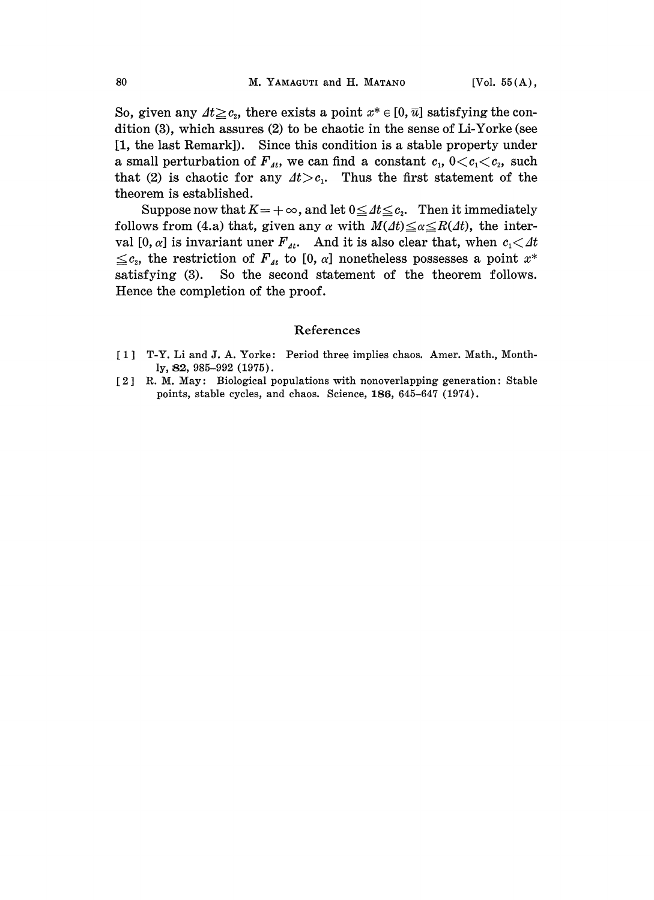So, given any $\Delta t \geqq c_2$, there exists a point $x^* \in [0, \bar{u}]$ satisfying the condition (3), which assures (2) to be chaotic in the sense of Li-Yorke (see [1, the last Remark]). Since this condition is a stable property under a small perturbation of $F_{\Delta t}$, we can find a constant $c_1$, $0 < c_1 < c_2$, such that (2) is chaotic for any $\Delta t > c_1$. Thus the first statement of the theorem is established.

Suppose now that $K = +\infty$, and let $0 \leqq \Delta t \leqq c_2$. Then it immediately follows from (4.a) that, given any $\alpha$ with $M(\Delta t) \leqq \alpha \leqq R(\Delta t)$, the interval $[0, \alpha]$ is invariant uner $F_{\Delta t}$. And it is also clear that, when $c_1 < \Delta t \leqq c_2$, the restriction of $F_{\Delta t}$ to $[0, \alpha]$ nonetheless possesses a point $x^*$ satisfying (3). So the second statement of the theorem follows. Hence the completion of the proof.

## References

[1] T-Y. Li and J. A. Yorke: Period three implies chaos. Amer. Math., Monthly, **82**, 985–992 (1975).

[2] R. M. May: Biological populations with nonoverlapping generation: Stable points, stable cycles, and chaos. Science, **186**, 645–647 (1974).